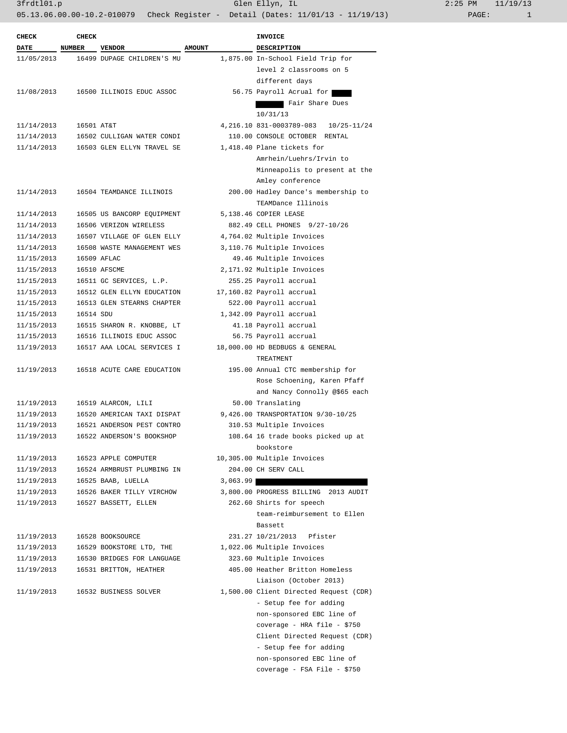| CHECK DATE | CHECK NUMBER | VENDOR | AMOUNT | INVOICE DESCRIPTION |
|---|---|---|---|---|
| 11/05/2013 | 16499 | DUPAGE CHILDREN'S MU | 1,875.00 | In-School Field Trip for level 2 classrooms on 5 different days |
| 11/08/2013 | 16500 | ILLINOIS EDUC ASSOC | 56.75 | Payroll Acrual for ██ ██ Fair Share Dues 10/31/13 |
| 11/14/2013 | 16501 | AT&T | 4,216.10 | 831-0003789-083 10/25-11/24 |
| 11/14/2013 | 16502 | CULLIGAN WATER CONDI | 110.00 | CONSOLE OCTOBER RENTAL |
| 11/14/2013 | 16503 | GLEN ELLYN TRAVEL SE | 1,418.40 | Plane tickets for Amrhein/Luehrs/Irvin to Minneapolis to present at the Amley conference |
| 11/14/2013 | 16504 | TEAMDANCE ILLINOIS | 200.00 | Hadley Dance's membership to TEAMDance Illinois |
| 11/14/2013 | 16505 | US BANCORP EQUIPMENT | 5,138.46 | COPIER LEASE |
| 11/14/2013 | 16506 | VERIZON WIRELESS | 882.49 | CELL PHONES 9/27-10/26 |
| 11/14/2013 | 16507 | VILLAGE OF GLEN ELLY | 4,764.02 | Multiple Invoices |
| 11/14/2013 | 16508 | WASTE MANAGEMENT WES | 3,110.76 | Multiple Invoices |
| 11/15/2013 | 16509 | AFLAC | 49.46 | Multiple Invoices |
| 11/15/2013 | 16510 | AFSCME | 2,171.92 | Multiple Invoices |
| 11/15/2013 | 16511 | GC SERVICES, L.P. | 255.25 | Payroll accrual |
| 11/15/2013 | 16512 | GLEN ELLYN EDUCATION | 17,160.82 | Payroll accrual |
| 11/15/2013 | 16513 | GLEN STEARNS CHAPTER | 522.00 | Payroll accrual |
| 11/15/2013 | 16514 | SDU | 1,342.09 | Payroll accrual |
| 11/15/2013 | 16515 | SHARON R. KNOBBE, LT | 41.18 | Payroll accrual |
| 11/15/2013 | 16516 | ILLINOIS EDUC ASSOC | 56.75 | Payroll accrual |
| 11/19/2013 | 16517 | AAA LOCAL SERVICES I | 18,000.00 | HD BEDBUGS & GENERAL TREATMENT |
| 11/19/2013 | 16518 | ACUTE CARE EDUCATION | 195.00 | Annual CTC membership for Rose Schoening, Karen Pfaff and Nancy Connolly @$65 each |
| 11/19/2013 | 16519 | ALARCON, LILI | 50.00 | Translating |
| 11/19/2013 | 16520 | AMERICAN TAXI DISPAT | 9,426.00 | TRANSPORTATION 9/30-10/25 |
| 11/19/2013 | 16521 | ANDERSON PEST CONTRO | 310.53 | Multiple Invoices |
| 11/19/2013 | 16522 | ANDERSON'S BOOKSHOP | 108.64 | 16 trade books picked up at bookstore |
| 11/19/2013 | 16523 | APPLE COMPUTER | 10,305.00 | Multiple Invoices |
| 11/19/2013 | 16524 | ARMBRUST PLUMBING IN | 204.00 | CH SERV CALL |
| 11/19/2013 | 16525 | BAAB, LUELLA | 3,063.99 | ██████████ |
| 11/19/2013 | 16526 | BAKER TILLY VIRCHOW | 3,800.00 | PROGRESS BILLING 2013 AUDIT |
| 11/19/2013 | 16527 | BASSETT, ELLEN | 262.60 | Shirts for speech team-reimbursement to Ellen Bassett |
| 11/19/2013 | 16528 | BOOKSOURCE | 231.27 | 10/21/2013 Pfister |
| 11/19/2013 | 16529 | BOOKSTORE LTD, THE | 1,022.06 | Multiple Invoices |
| 11/19/2013 | 16530 | BRIDGES FOR LANGUAGE | 323.60 | Multiple Invoices |
| 11/19/2013 | 16531 | BRITTON, HEATHER | 405.00 | Heather Britton Homeless Liaison (October 2013) |
| 11/19/2013 | 16532 | BUSINESS SOLVER | 1,500.00 | Client Directed Request (CDR) - Setup fee for adding non-sponsored EBC line of coverage - HRA file - $750 Client Directed Request (CDR) - Setup fee for adding non-sponsored EBC line of coverage - FSA File - $750 |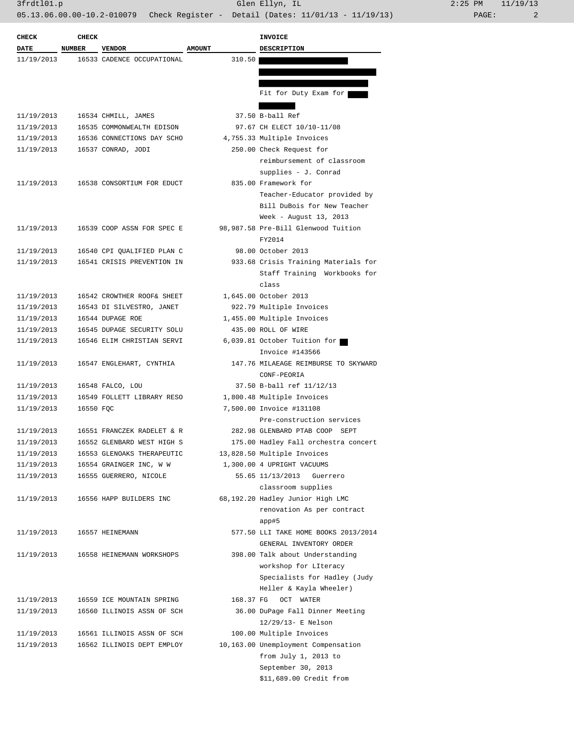| CHECK DATE | CHECK NUMBER | VENDOR | AMOUNT | INVOICE DESCRIPTION |
|---|---|---|---|---|
| 11/19/2013 | 16533 | CADENCE OCCUPATIONAL | 310.50 | Fit for Duty Exam for |
| 11/19/2013 | 16534 | CHMILL, JAMES | 37.50 | B-ball Ref |
| 11/19/2013 | 16535 | COMMONWEALTH EDISON | 97.67 | CH ELECT 10/10-11/08 |
| 11/19/2013 | 16536 | CONNECTIONS DAY SCHO | 4,755.33 | Multiple Invoices |
| 11/19/2013 | 16537 | CONRAD, JODI | 250.00 | Check Request for reimbursement of classroom supplies - J. Conrad |
| 11/19/2013 | 16538 | CONSORTIUM FOR EDUCT | 835.00 | Framework for Teacher-Educator provided by Bill DuBois for New Teacher Week - August 13, 2013 |
| 11/19/2013 | 16539 | COOP ASSN FOR SPEC E | 98,987.58 | Pre-Bill Glenwood Tuition FY2014 |
| 11/19/2013 | 16540 | CPI QUALIFIED PLAN C | 98.00 | October 2013 |
| 11/19/2013 | 16541 | CRISIS PREVENTION IN | 933.68 | Crisis Training Materials for Staff Training Workbooks for class |
| 11/19/2013 | 16542 | CROWTHER ROOF& SHEET | 1,645.00 | October 2013 |
| 11/19/2013 | 16543 | DI SILVESTRO, JANET | 922.79 | Multiple Invoices |
| 11/19/2013 | 16544 | DUPAGE ROE | 1,455.00 | Multiple Invoices |
| 11/19/2013 | 16545 | DUPAGE SECURITY SOLU | 435.00 | ROLL OF WIRE |
| 11/19/2013 | 16546 | ELIM CHRISTIAN SERVI | 6,039.81 | October Tuition for Invoice #143566 |
| 11/19/2013 | 16547 | ENGLEHART, CYNTHIA | 147.76 | MILAEAGE REIMBURSE TO SKYWARD CONF-PEORIA |
| 11/19/2013 | 16548 | FALCO, LOU | 37.50 | B-ball ref 11/12/13 |
| 11/19/2013 | 16549 | FOLLETT LIBRARY RESO | 1,800.48 | Multiple Invoices |
| 11/19/2013 | 16550 | FQC | 7,500.00 | Invoice #131108 Pre-construction services |
| 11/19/2013 | 16551 | FRANCZEK RADELET & R | 282.98 | GLENBARD PTAB COOP SEPT |
| 11/19/2013 | 16552 | GLENBARD WEST HIGH S | 175.00 | Hadley Fall orchestra concert |
| 11/19/2013 | 16553 | GLENOAKS THERAPEUTIC | 13,828.50 | Multiple Invoices |
| 11/19/2013 | 16554 | GRAINGER INC, W W | 1,300.00 | 4 UPRIGHT VACUUMS |
| 11/19/2013 | 16555 | GUERRERO, NICOLE | 55.65 | 11/13/2013 Guerrero classroom supplies |
| 11/19/2013 | 16556 | HAPP BUILDERS INC | 68,192.20 | Hadley Junior High LMC renovation As per contract app#5 |
| 11/19/2013 | 16557 | HEINEMANN | 577.50 | LLI TAKE HOME BOOKS 2013/2014 GENERAL INVENTORY ORDER |
| 11/19/2013 | 16558 | HEINEMANN WORKSHOPS | 398.00 | Talk about Understanding workshop for LIteracy Specialists for Hadley (Judy Heller & Kayla Wheeler) |
| 11/19/2013 | 16559 | ICE MOUNTAIN SPRING | 168.37 | FG OCT WATER |
| 11/19/2013 | 16560 | ILLINOIS ASSN OF SCH | 36.00 | DuPage Fall Dinner Meeting 12/29/13- E Nelson |
| 11/19/2013 | 16561 | ILLINOIS ASSN OF SCH | 100.00 | Multiple Invoices |
| 11/19/2013 | 16562 | ILLINOIS DEPT EMPLOY | 10,163.00 | Unemployment Compensation from July 1, 2013 to September 30, 2013 $11,689.00 Credit from |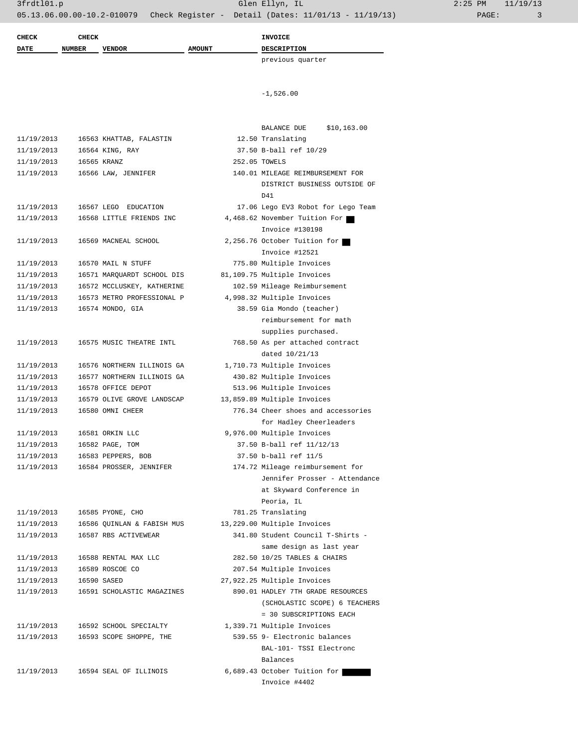| CHECK DATE | CHECK NUMBER | VENDOR | AMOUNT | INVOICE DESCRIPTION |
|---|---|---|---|---|
| | | | | previous quarter<br><br>-1,526.00<br><br>BALANCE DUE $10,163.00 |
| 11/19/2013 | 16563 | KHATTAB, FALASTIN | 12.50 | Translating |
| 11/19/2013 | 16564 | KING, RAY | 37.50 | B-ball ref 10/29 |
| 11/19/2013 | 16565 | KRANZ | 252.05 | TOWELS |
| 11/19/2013 | 16566 | LAW, JENNIFER | 140.01 | MILEAGE REIMBURSEMENT FOR DISTRICT BUSINESS OUTSIDE OF D41 |
| 11/19/2013 | 16567 | LEGO EDUCATION | 17.06 | Lego EV3 Robot for Lego Team |
| 11/19/2013 | 16568 | LITTLE FRIENDS INC | 4,468.62 | November Tuition For ███ Invoice #130198 |
| 11/19/2013 | 16569 | MACNEAL SCHOOL | 2,256.76 | October Tuition for ███ Invoice #12521 |
| 11/19/2013 | 16570 | MAIL N STUFF | 775.80 | Multiple Invoices |
| 11/19/2013 | 16571 | MARQUARDT SCHOOL DIS | 81,109.75 | Multiple Invoices |
| 11/19/2013 | 16572 | MCCLUSKEY, KATHERINE | 102.59 | Mileage Reimbursement |
| 11/19/2013 | 16573 | METRO PROFESSIONAL P | 4,998.32 | Multiple Invoices |
| 11/19/2013 | 16574 | MONDO, GIA | 38.59 | Gia Mondo (teacher) reimbursement for math supplies purchased. |
| 11/19/2013 | 16575 | MUSIC THEATRE INTL | 768.50 | As per attached contract dated 10/21/13 |
| 11/19/2013 | 16576 | NORTHERN ILLINOIS GA | 1,710.73 | Multiple Invoices |
| 11/19/2013 | 16577 | NORTHERN ILLINOIS GA | 430.82 | Multiple Invoices |
| 11/19/2013 | 16578 | OFFICE DEPOT | 513.96 | Multiple Invoices |
| 11/19/2013 | 16579 | OLIVE GROVE LANDSCAP | 13,859.89 | Multiple Invoices |
| 11/19/2013 | 16580 | OMNI CHEER | 776.34 | Cheer shoes and accessories for Hadley Cheerleaders |
| 11/19/2013 | 16581 | ORKIN LLC | 9,976.00 | Multiple Invoices |
| 11/19/2013 | 16582 | PAGE, TOM | 37.50 | B-ball ref 11/12/13 |
| 11/19/2013 | 16583 | PEPPERS, BOB | 37.50 | b-ball ref 11/5 |
| 11/19/2013 | 16584 | PROSSER, JENNIFER | 174.72 | Mileage reimbursement for Jennifer Prosser - Attendance at Skyward Conference in Peoria, IL |
| 11/19/2013 | 16585 | PYONE, CHO | 781.25 | Translating |
| 11/19/2013 | 16586 | QUINLAN & FABISH MUS | 13,229.00 | Multiple Invoices |
| 11/19/2013 | 16587 | RBS ACTIVEWEAR | 341.80 | Student Council T-Shirts - same design as last year |
| 11/19/2013 | 16588 | RENTAL MAX LLC | 282.50 | 10/25 TABLES & CHAIRS |
| 11/19/2013 | 16589 | ROSCOE CO | 207.54 | Multiple Invoices |
| 11/19/2013 | 16590 | SASED | 27,922.25 | Multiple Invoices |
| 11/19/2013 | 16591 | SCHOLASTIC MAGAZINES | 890.01 | HADLEY 7TH GRADE RESOURCES (SCHOLASTIC SCOPE) 6 TEACHERS = 30 SUBSCRIPTIONS EACH |
| 11/19/2013 | 16592 | SCHOOL SPECIALTY | 1,339.71 | Multiple Invoices |
| 11/19/2013 | 16593 | SCOPE SHOPPE, THE | 539.55 | 9- Electronic balances BAL-101- TSSI Electronc Balances |
| 11/19/2013 | 16594 | SEAL OF ILLINOIS | 6,689.43 | October Tuition for ███ Invoice #4402 |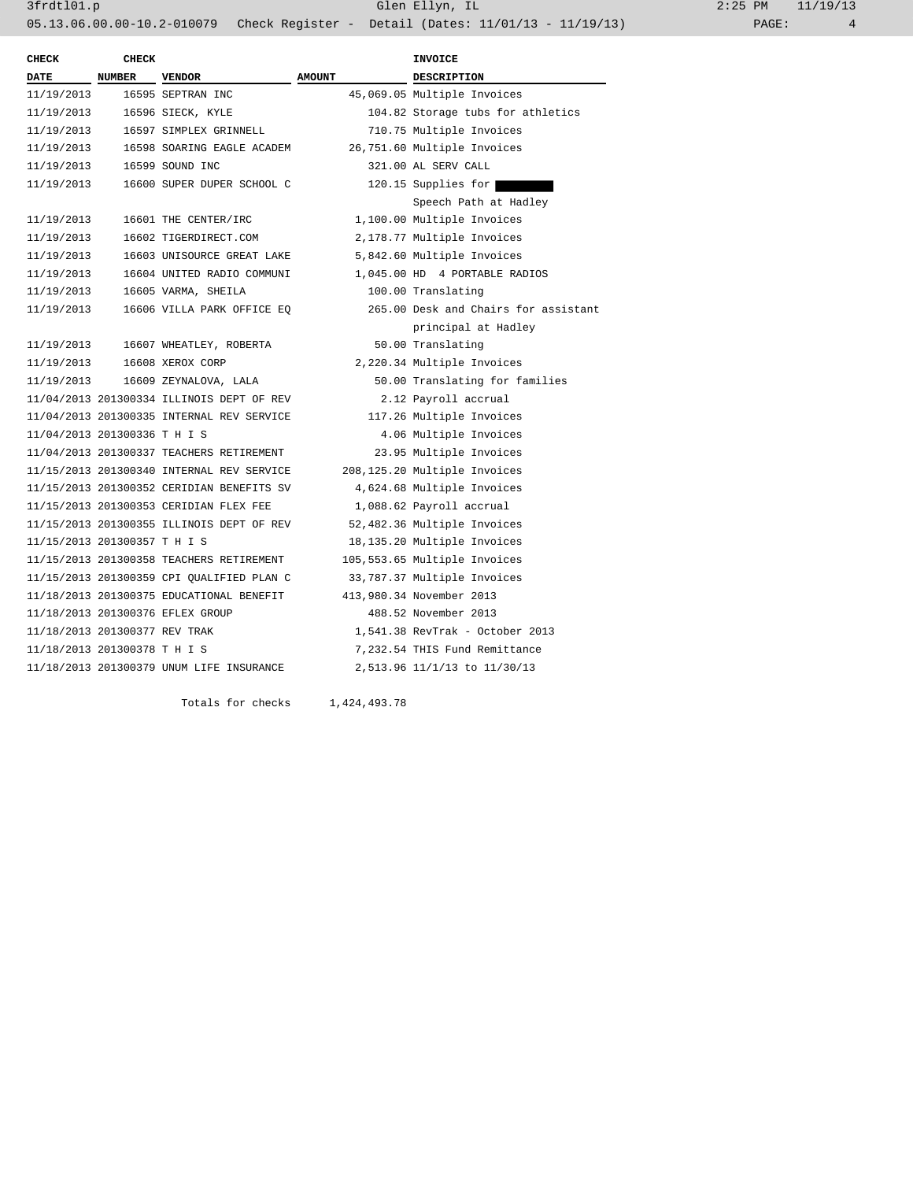| CHECK DATE | CHECK NUMBER | VENDOR | AMOUNT | INVOICE DESCRIPTION |
|---|---|---|---|---|
| 11/19/2013 | 16595 | SEPTRAN INC | 45,069.05 | Multiple Invoices |
| 11/19/2013 | 16596 | SIECK, KYLE | 104.82 | Storage tubs for athletics |
| 11/19/2013 | 16597 | SIMPLEX GRINNELL | 710.75 | Multiple Invoices |
| 11/19/2013 | 16598 | SOARING EAGLE ACADEM | 26,751.60 | Multiple Invoices |
| 11/19/2013 | 16599 | SOUND INC | 321.00 | AL SERV CALL |
| 11/19/2013 | 16600 | SUPER DUPER SCHOOL C | 120.15 | Supplies for ████ Speech Path at Hadley |
| 11/19/2013 | 16601 | THE CENTER/IRC | 1,100.00 | Multiple Invoices |
| 11/19/2013 | 16602 | TIGERDIRECT.COM | 2,178.77 | Multiple Invoices |
| 11/19/2013 | 16603 | UNISOURCE GREAT LAKE | 5,842.60 | Multiple Invoices |
| 11/19/2013 | 16604 | UNITED RADIO COMMUNI | 1,045.00 | HD 4 PORTABLE RADIOS |
| 11/19/2013 | 16605 | VARMA, SHEILA | 100.00 | Translating |
| 11/19/2013 | 16606 | VILLA PARK OFFICE EQ | 265.00 | Desk and Chairs for assistant principal at Hadley |
| 11/19/2013 | 16607 | WHEATLEY, ROBERTA | 50.00 | Translating |
| 11/19/2013 | 16608 | XEROX CORP | 2,220.34 | Multiple Invoices |
| 11/19/2013 | 16609 | ZEYNALOVA, LALA | 50.00 | Translating for families |
| 11/04/2013 | 201300334 | ILLINOIS DEPT OF REV | 2.12 | Payroll accrual |
| 11/04/2013 | 201300335 | INTERNAL REV SERVICE | 117.26 | Multiple Invoices |
| 11/04/2013 | 201300336 | T H I S | 4.06 | Multiple Invoices |
| 11/04/2013 | 201300337 | TEACHERS RETIREMENT | 23.95 | Multiple Invoices |
| 11/15/2013 | 201300340 | INTERNAL REV SERVICE | 208,125.20 | Multiple Invoices |
| 11/15/2013 | 201300352 | CERIDIAN BENEFITS SV | 4,624.68 | Multiple Invoices |
| 11/15/2013 | 201300353 | CERIDIAN FLEX FEE | 1,088.62 | Payroll accrual |
| 11/15/2013 | 201300355 | ILLINOIS DEPT OF REV | 52,482.36 | Multiple Invoices |
| 11/15/2013 | 201300357 | T H I S | 18,135.20 | Multiple Invoices |
| 11/15/2013 | 201300358 | TEACHERS RETIREMENT | 105,553.65 | Multiple Invoices |
| 11/15/2013 | 201300359 | CPI QUALIFIED PLAN C | 33,787.37 | Multiple Invoices |
| 11/18/2013 | 201300375 | EDUCATIONAL BENEFIT | 413,980.34 | November 2013 |
| 11/18/2013 | 201300376 | EFLEX GROUP | 488.52 | November 2013 |
| 11/18/2013 | 201300377 | REV TRAK | 1,541.38 | RevTrak - October 2013 |
| 11/18/2013 | 201300378 | T H I S | 7,232.54 | THIS Fund Remittance |
| 11/18/2013 | 201300379 | UNUM LIFE INSURANCE | 2,513.96 | 11/1/13 to 11/30/13 |
| | | Totals for checks | 1,424,493.78 | |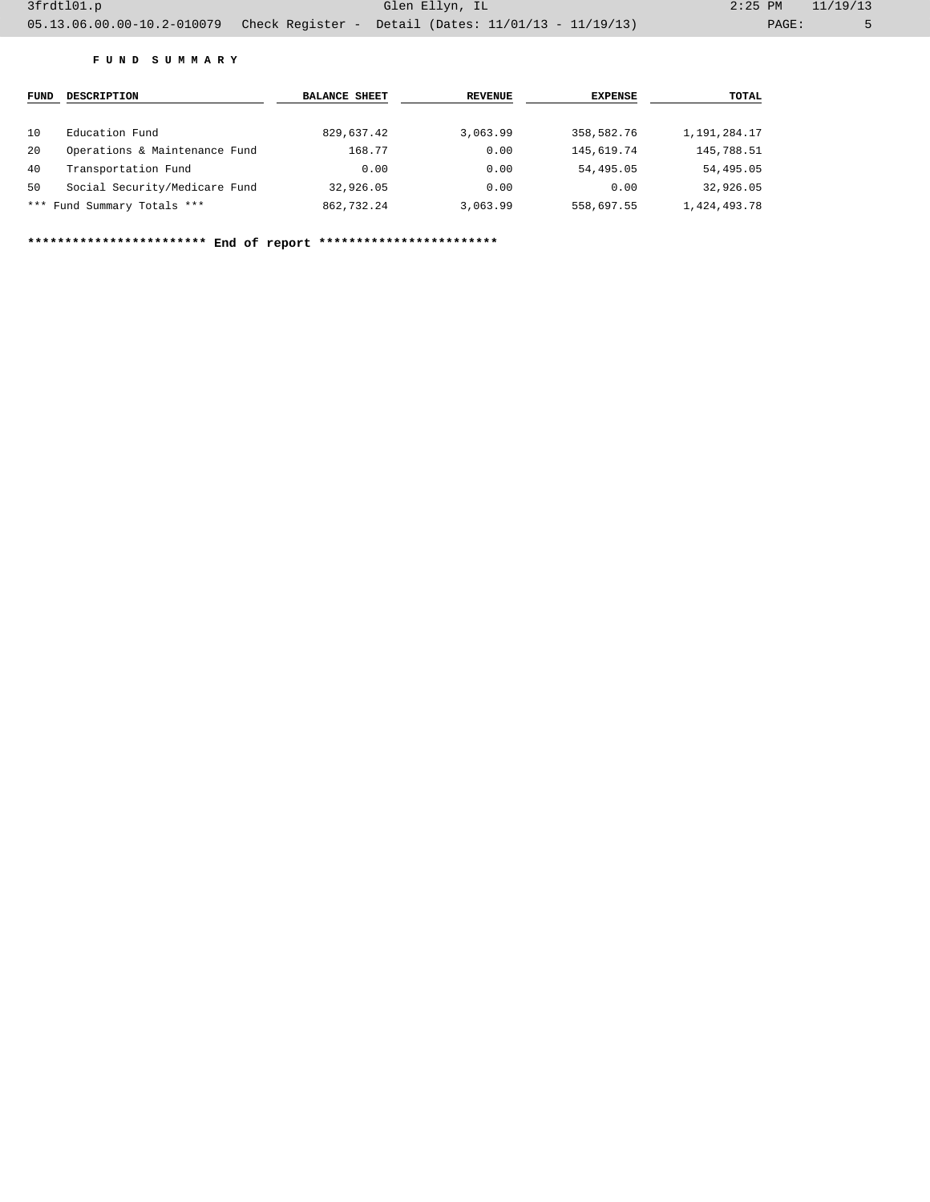**F U N D  S U M M A R Y**

| FUND | DESCRIPTION | BALANCE SHEET | REVENUE | EXPENSE | TOTAL |
|---|---|---|---|---|---|
| 10 | Education Fund | 829,637.42 | 3,063.99 | 358,582.76 | 1,191,284.17 |
| 20 | Operations & Maintenance Fund | 168.77 | 0.00 | 145,619.74 | 145,788.51 |
| 40 | Transportation Fund | 0.00 | 0.00 | 54,495.05 | 54,495.05 |
| 50 | Social Security/Medicare Fund | 32,926.05 | 0.00 | 0.00 | 32,926.05 |
| *** Fund Summary Totals *** | | 862,732.24 | 3,063.99 | 558,697.55 | 1,424,493.78 |

************************ **End of report** ************************